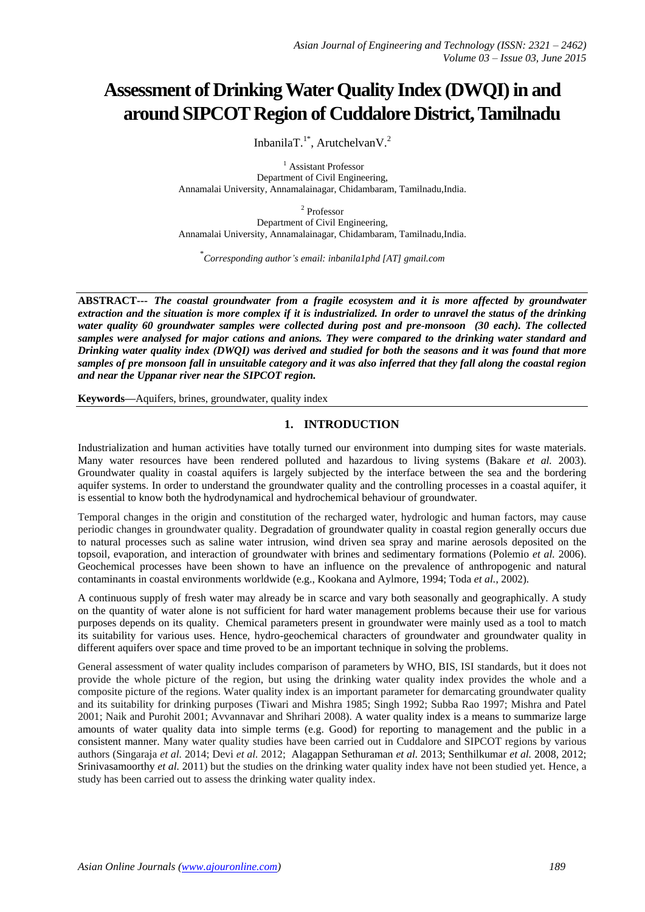# Assessment of Drinking Water Quality Index (DWQI) in and around SIPCOT Region of Cuddalore District, Tamilnadu

InbanilaT.[1*], ArutchelvanV.[2]

[1] Assistant Professor
Department of Civil Engineering,
Annamalai University, Annamalainagar, Chidambaram, Tamilnadu,India.

[2] Professor
Department of Civil Engineering,
Annamalai University, Annamalainagar, Chidambaram, Tamilnadu,India.

[*] *Corresponding author's email: inbanila1phd [AT] gmail.com*

**ABSTRACT---** ***The coastal groundwater from a fragile ecosystem and it is more affected by groundwater extraction and the situation is more complex if it is industrialized. In order to unravel the status of the drinking water quality 60 groundwater samples were collected during post and pre-monsoon (30 each). The collected samples were analysed for major cations and anions. They were compared to the drinking water standard and Drinking water quality index (DWQI) was derived and studied for both the seasons and it was found that more samples of pre monsoon fall in unsuitable category and it was also inferred that they fall along the coastal region and near the Uppanar river near the SIPCOT region.***

**Keywords—**Aquifers, brines, groundwater, quality index

## 1. INTRODUCTION

Industrialization and human activities have totally turned our environment into dumping sites for waste materials. Many water resources have been rendered polluted and hazardous to living systems (Bakare *et al.* 2003). Groundwater quality in coastal aquifers is largely subjected by the interface between the sea and the bordering aquifer systems. In order to understand the groundwater quality and the controlling processes in a coastal aquifer, it is essential to know both the hydrodynamical and hydrochemical behaviour of groundwater.

Temporal changes in the origin and constitution of the recharged water, hydrologic and human factors, may cause periodic changes in groundwater quality. Degradation of groundwater quality in coastal region generally occurs due to natural processes such as saline water intrusion, wind driven sea spray and marine aerosols deposited on the topsoil, evaporation, and interaction of groundwater with brines and sedimentary formations (Polemio *et al.* 2006). Geochemical processes have been shown to have an influence on the prevalence of anthropogenic and natural contaminants in coastal environments worldwide (e.g., Kookana and Aylmore, 1994; Toda *et al.*, 2002).

A continuous supply of fresh water may already be in scarce and vary both seasonally and geographically. A study on the quantity of water alone is not sufficient for hard water management problems because their use for various purposes depends on its quality. Chemical parameters present in groundwater were mainly used as a tool to match its suitability for various uses. Hence, hydro-geochemical characters of groundwater and groundwater quality in different aquifers over space and time proved to be an important technique in solving the problems.

General assessment of water quality includes comparison of parameters by WHO, BIS, ISI standards, but it does not provide the whole picture of the region, but using the drinking water quality index provides the whole and a composite picture of the regions. Water quality index is an important parameter for demarcating groundwater quality and its suitability for drinking purposes (Tiwari and Mishra 1985; Singh 1992; Subba Rao 1997; Mishra and Patel 2001; Naik and Purohit 2001; Avvannavar and Shrihari 2008). A water quality index is a means to summarize large amounts of water quality data into simple terms (e.g. Good) for reporting to management and the public in a consistent manner. Many water quality studies have been carried out in Cuddalore and SIPCOT regions by various authors (Singaraja *et al.* 2014; Devi *et al.* 2012; Alagappan Sethuraman *et al.* 2013; Senthilkumar *et al.* 2008, 2012; Srinivasamoorthy *et al.* 2011) but the studies on the drinking water quality index have not been studied yet. Hence, a study has been carried out to assess the drinking water quality index.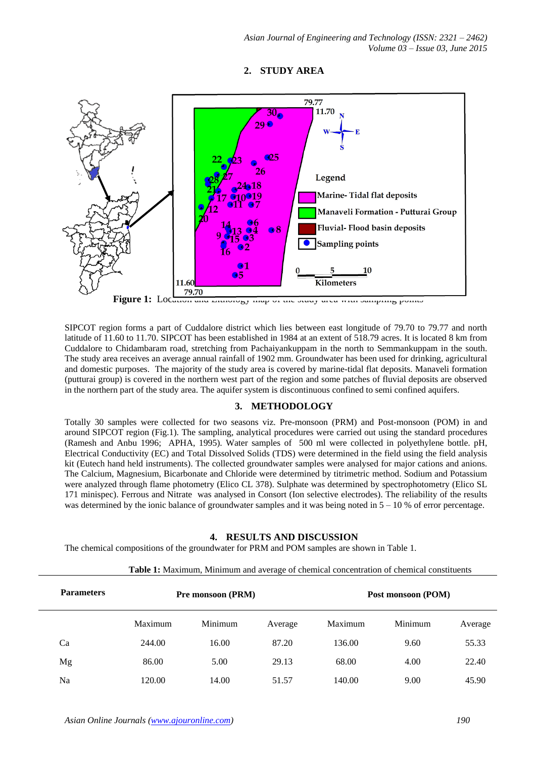## 2. STUDY AREA

79.77
11.70
N
W
E
S
Legend
Marine- Tidal flat deposits
Manaveli Formation - Putturai Group
Fluvial- Flood basin deposits
Sampling points
0 5 10
Kilometers
11.60
79.70

**Figure 1:** Location and Lithology map of the study area with sampling points

SIPCOT region forms a part of Cuddalore district which lies between east longitude of 79.70 to 79.77 and north latitude of 11.60 to 11.70. SIPCOT has been established in 1984 at an extent of 518.79 acres. It is located 8 km from Cuddalore to Chidambaram road, stretching from Pachaiyankuppam in the north to Semmankuppam in the south. The study area receives an average annual rainfall of 1902 mm. Groundwater has been used for drinking, agricultural and domestic purposes. The majority of the study area is covered by marine-tidal flat deposits. Manaveli formation (putturai group) is covered in the northern west part of the region and some patches of fluvial deposits are observed in the northern part of the study area. The aquifer system is discontinuous confined to semi confined aquifers.

## 3. METHODOLOGY

Totally 30 samples were collected for two seasons viz. Pre-monsoon (PRM) and Post-monsoon (POM) in and around SIPCOT region (Fig.1). The sampling, analytical procedures were carried out using the standard procedures (Ramesh and Anbu 1996; APHA, 1995). Water samples of 500 ml were collected in polyethylene bottle. pH, Electrical Conductivity (EC) and Total Dissolved Solids (TDS) were determined in the field using the field analysis kit (Eutech hand held instruments). The collected groundwater samples were analysed for major cations and anions. The Calcium, Magnesium, Bicarbonate and Chloride were determined by titrimetric method. Sodium and Potassium were analyzed through flame photometry (Elico CL 378). Sulphate was determined by spectrophotometry (Elico SL 171 minispec). Ferrous and Nitrate was analysed in Consort (Ion selective electrodes). The reliability of the results was determined by the ionic balance of groundwater samples and it was being noted in 5 – 10 % of error percentage.

## 4. RESULTS AND DISCUSSION

The chemical compositions of the groundwater for PRM and POM samples are shown in Table 1.

**Table 1:** Maximum, Minimum and average of chemical concentration of chemical constituents

| **Parameters** | **Pre monsoon (PRM)** | | | **Post monsoon (POM)** | | |
|---|---|---|---|---|---|---|
| | Maximum | Minimum | Average | Maximum | Minimum | Average |
| Ca | 244.00 | 16.00 | 87.20 | 136.00 | 9.60 | 55.33 |
| Mg | 86.00 | 5.00 | 29.13 | 68.00 | 4.00 | 22.40 |
| Na | 120.00 | 14.00 | 51.57 | 140.00 | 9.00 | 45.90 |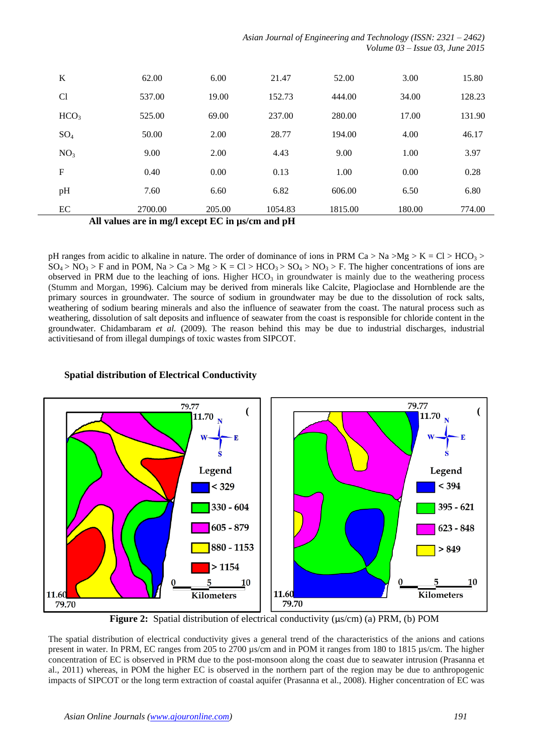| | | | | | | |
|---|---|---|---|---|---|---|
| K | 62.00 | 6.00 | 21.47 | 52.00 | 3.00 | 15.80 |
| Cl | 537.00 | 19.00 | 152.73 | 444.00 | 34.00 | 128.23 |
| $HCO_3$ | 525.00 | 69.00 | 237.00 | 280.00 | 17.00 | 131.90 |
| $SO_4$ | 50.00 | 2.00 | 28.77 | 194.00 | 4.00 | 46.17 |
| $NO_3$ | 9.00 | 2.00 | 4.43 | 9.00 | 1.00 | 3.97 |
| F | 0.40 | 0.00 | 0.13 | 1.00 | 0.00 | 0.28 |
| pH | 7.60 | 6.60 | 6.82 | 606.00 | 6.50 | 6.80 |
| EC | 2700.00 | 205.00 | 1054.83 | 1815.00 | 180.00 | 774.00 |

**All values are in mg/l except EC in µs/cm and pH**

pH ranges from acidic to alkaline in nature. The order of dominance of ions in PRM Ca > Na >Mg > K = Cl > $HCO_3$ > $SO_4$ > $NO_3$ > F and in POM, Na > Ca > Mg > K = Cl > $HCO_3$ > $SO_4$ > $NO_3$ > F. The higher concentrations of ions are observed in PRM due to the leaching of ions. Higher $HCO_3$ in groundwater is mainly due to the weathering process (Stumm and Morgan, 1996). Calcium may be derived from minerals like Calcite, Plagioclase and Hornblende are the primary sources in groundwater. The source of sodium in groundwater may be due to the dissolution of rock salts, weathering of sodium bearing minerals and also the influence of seawater from the coast. The natural process such as weathering, dissolution of salt deposits and influence of seawater from the coast is responsible for chloride content in the groundwater. Chidambaram *et al.* (2009). The reason behind this may be due to industrial discharges, industrial activitiesand of from illegal dumpings of toxic wastes from SIPCOT.

**Spatial distribution of Electrical Conductivity**

(a)
79.77
11.70
N
W E
S
Legend
< 329
330 - 604
605 - 879
880 - 1153
> 1154
0 5 10
Kilometers
11.60
79.70

(b)
79.77
11.70
N
W E
S
Legend
< 394
395 - 621
623 - 848
> 849
0 5 10
Kilometers
11.60
79.70

**Figure 2:** Spatial distribution of electrical conductivity (µs/cm) (a) PRM, (b) POM

The spatial distribution of electrical conductivity gives a general trend of the characteristics of the anions and cations present in water. In PRM, EC ranges from 205 to 2700 µs/cm and in POM it ranges from 180 to 1815 µs/cm. The higher concentration of EC is observed in PRM due to the post-monsoon along the coast due to seawater intrusion (Prasanna et al., 2011) whereas, in POM the higher EC is observed in the northern part of the region may be due to anthropogenic impacts of SIPCOT or the long term extraction of coastal aquifer (Prasanna et al., 2008). Higher concentration of EC was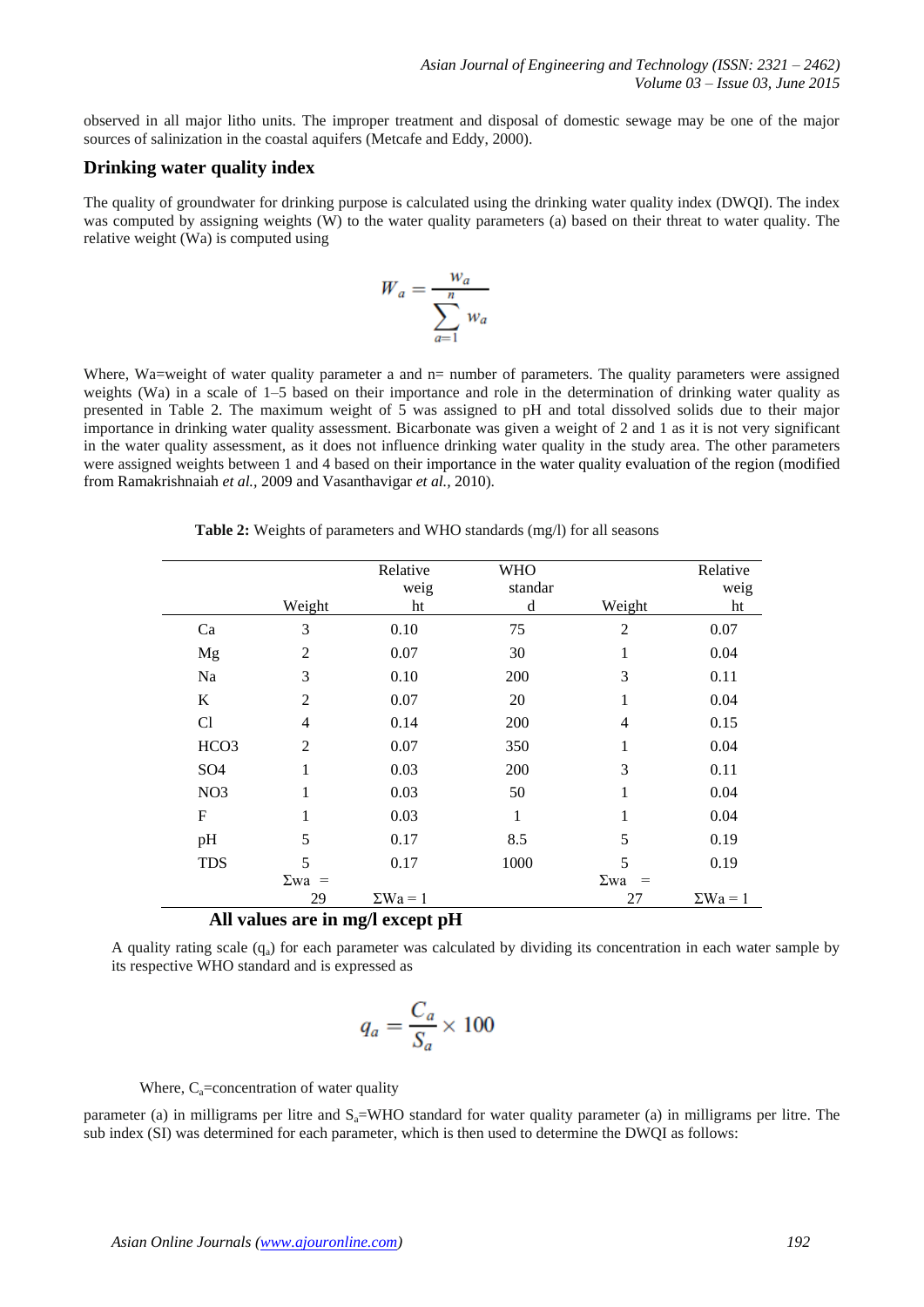observed in all major litho units. The improper treatment and disposal of domestic sewage may be one of the major sources of salinization in the coastal aquifers (Metcafe and Eddy, 2000).

## Drinking water quality index

The quality of groundwater for drinking purpose is calculated using the drinking water quality index (DWQI). The index was computed by assigning weights (W) to the water quality parameters (a) based on their threat to water quality. The relative weight (Wa) is computed using

$$W_a = \frac{w_a}{\sum_{a=1}^{n} w_a}$$

Where, Wa=weight of water quality parameter a and n= number of parameters. The quality parameters were assigned weights (Wa) in a scale of 1–5 based on their importance and role in the determination of drinking water quality as presented in Table 2. The maximum weight of 5 was assigned to pH and total dissolved solids due to their major importance in drinking water quality assessment. Bicarbonate was given a weight of 2 and 1 as it is not very significant in the water quality assessment, as it does not influence drinking water quality in the study area. The other parameters were assigned weights between 1 and 4 based on their importance in the water quality evaluation of the region (modified from Ramakrishnaiah *et al.*, 2009 and Vasanthavigar *et al.*, 2010).

**Table 2:** Weights of parameters and WHO standards (mg/l) for all seasons

| | Weight | Relative weight | WHO standard | Weight | Relative weight |
|---|---|---|---|---|---|
| Ca | 3 | 0.10 | 75 | 2 | 0.07 |
| Mg | 2 | 0.07 | 30 | 1 | 0.04 |
| Na | 3 | 0.10 | 200 | 3 | 0.11 |
| K | 2 | 0.07 | 20 | 1 | 0.04 |
| Cl | 4 | 0.14 | 200 | 4 | 0.15 |
| HCO3 | 2 | 0.07 | 350 | 1 | 0.04 |
| SO4 | 1 | 0.03 | 200 | 3 | 0.11 |
| NO3 | 1 | 0.03 | 50 | 1 | 0.04 |
| F | 1 | 0.03 | 1 | 1 | 0.04 |
| pH | 5 | 0.17 | 8.5 | 5 | 0.19 |
| TDS | 5 | 0.17 | 1000 | 5 | 0.19 |
| | Σwa = 29 | ΣWa = 1 | | Σwa = 27 | ΣWa = 1 |

**All values are in mg/l except pH**

A quality rating scale ($q_a$) for each parameter was calculated by dividing its concentration in each water sample by its respective WHO standard and is expressed as

$$q_a = \frac{C_a}{S_a} \times 100$$

Where, $C_a$=concentration of water quality

parameter (a) in milligrams per litre and $S_a$=WHO standard for water quality parameter (a) in milligrams per litre. The sub index (SI) was determined for each parameter, which is then used to determine the DWQI as follows: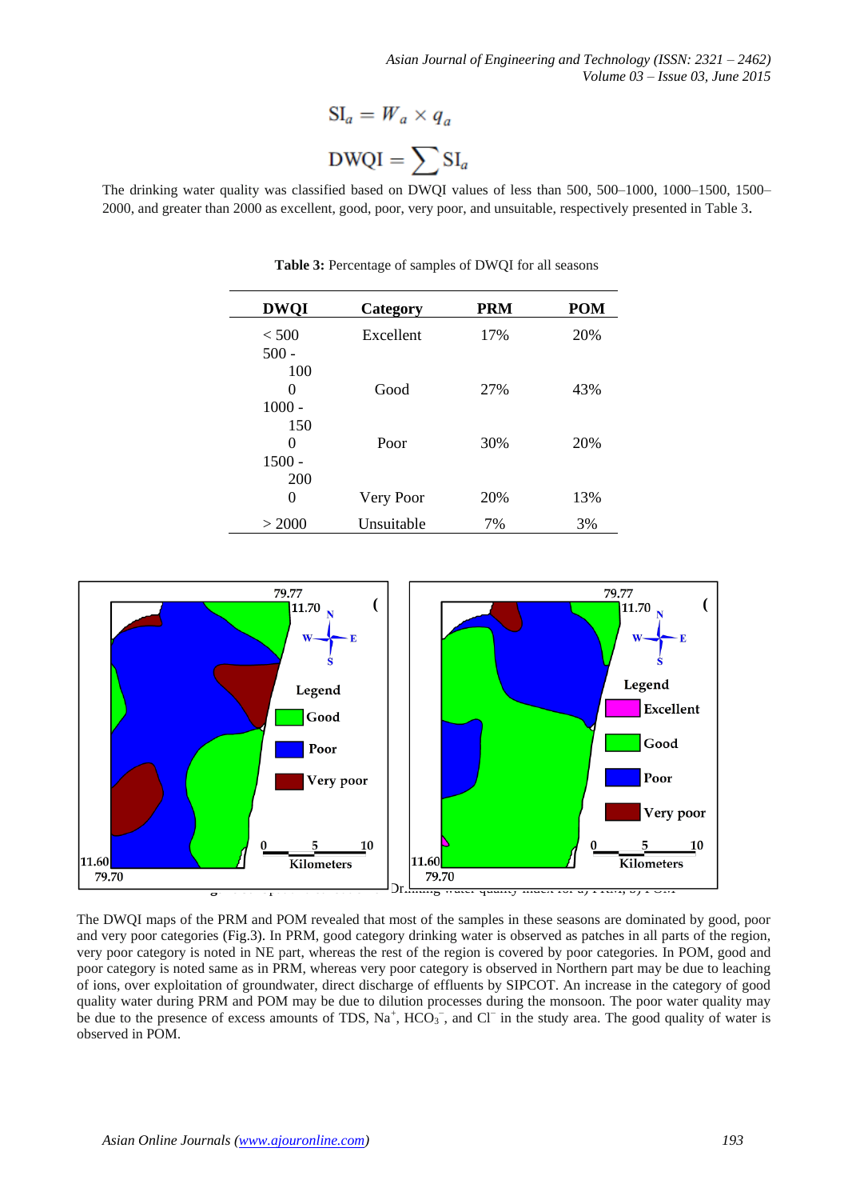$$\mathrm{SI}_a = W_a \times q_a$$

$$\mathrm{DWQI} = \sum \mathrm{SI}_a$$

The drinking water quality was classified based on DWQI values of less than 500, 500–1000, 1000–1500, 1500–2000, and greater than 2000 as excellent, good, poor, very poor, and unsuitable, respectively presented in Table 3.

**Table 3:** Percentage of samples of DWQI for all seasons

| DWQI | Category | PRM | POM |
|---|---|---|---|
| < 500 | Excellent | 17% | 20% |
| 500 - 1000 | Good | 27% | 43% |
| 1000 - 1500 | Poor | 30% | 20% |
| 1500 - 2000 | Very Poor | 20% | 13% |
| > 2000 | Unsuitable | 7% | 3% |

79.77
11.70
(
N
W
E
S
Legend
Good
Poor
Very poor
0 5 10
Kilometers
11.60
79.70

79.77
11.70
(
N
W
E
S
Legend
Excellent
Good
Poor
Very poor
0 5 10
Kilometers
11.60
79.70

Drinking water quality index for a) PRM, b) POM

The DWQI maps of the PRM and POM revealed that most of the samples in these seasons are dominated by good, poor and very poor categories (Fig.3). In PRM, good category drinking water is observed as patches in all parts of the region, very poor category is noted in NE part, whereas the rest of the region is covered by poor categories. In POM, good and poor category is noted same as in PRM, whereas very poor category is observed in Northern part may be due to leaching of ions, over exploitation of groundwater, direct discharge of effluents by SIPCOT. An increase in the category of good quality water during PRM and POM may be due to dilution processes during the monsoon. The poor water quality may be due to the presence of excess amounts of TDS, $Na^{+}$, $HCO_3^{-}$, and $Cl^{-}$ in the study area. The good quality of water is observed in POM.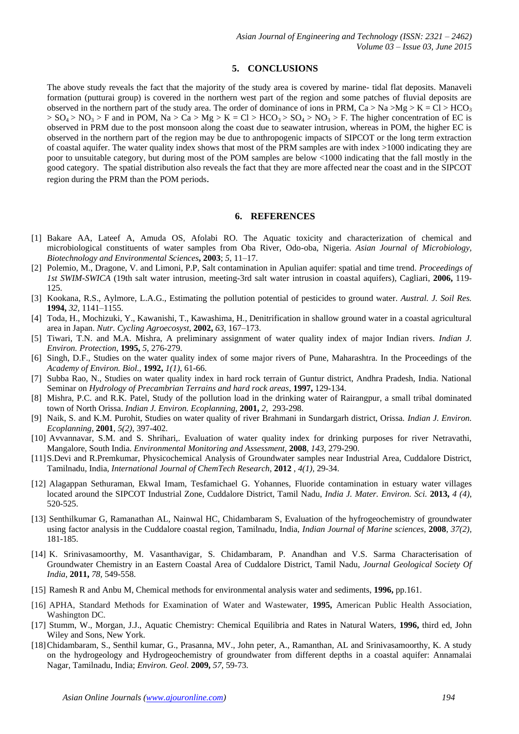## 5. CONCLUSIONS

The above study reveals the fact that the majority of the study area is covered by marine- tidal flat deposits. Manaveli formation (putturai group) is covered in the northern west part of the region and some patches of fluvial deposits are observed in the northern part of the study area. The order of dominance of ions in PRM, Ca > Na >Mg > K = Cl > $HCO_3$ > $SO_4$ > $NO_3$ > F and in POM, Na > Ca > Mg > K = Cl > $HCO_3$ > $SO_4$ > $NO_3$ > F. The higher concentration of EC is observed in PRM due to the post monsoon along the coast due to seawater intrusion, whereas in POM, the higher EC is observed in the northern part of the region may be due to anthropogenic impacts of SIPCOT or the long term extraction of coastal aquifer. The water quality index shows that most of the PRM samples are with index >1000 indicating they are poor to unsuitable category, but during most of the POM samples are below <1000 indicating that the fall mostly in the good category. The spatial distribution also reveals the fact that they are more affected near the coast and in the SIPCOT region during the PRM than the POM periods.

## 6. REFERENCES

[1] Bakare AA, Lateef A, Amuda OS, Afolabi RO. The Aquatic toxicity and characterization of chemical and microbiological constituents of water samples from Oba River, Odo-oba, Nigeria. *Asian Journal of Microbiology, Biotechnology and Environmental Sciences*, **2003**; *5*, 11–17.

[2] Polemio, M., Dragone, V. and Limoni, P.P, Salt contamination in Apulian aquifer: spatial and time trend. *Proceedings of 1st SWIM-SWICA* (19th salt water intrusion, meeting-3rd salt water intrusion in coastal aquifers), Cagliari, **2006,** 119-125.

[3] Kookana, R.S., Aylmore, L.A.G., Estimating the pollution potential of pesticides to ground water. *Austral. J. Soil Res.* **1994,** *32,* 1141–1155.

[4] Toda, H., Mochizuki, Y., Kawanishi, T., Kawashima, H., Denitrification in shallow ground water in a coastal agricultural area in Japan. *Nutr. Cycling Agroecosyst,* **2002,** *63,* 167–173.

[5] Tiwari, T.N. and M.A. Mishra, A preliminary assignment of water quality index of major Indian rivers. *Indian J. Environ. Protection,* **1995,** *5,* 276-279.

[6] Singh, D.F., Studies on the water quality index of some major rivers of Pune, Maharashtra. In the Proceedings of the *Academy of Environ. Biol.,* **1992,** *1(1),* 61-66.

[7] Subba Rao, N., Studies on water quality index in hard rock terrain of Guntur district, Andhra Pradesh, India. National Seminar on *Hydrology of Precambrian Terrains and hard rock areas,* **1997,** 129-134.

[8] Mishra, P.C. and R.K. Patel, Study of the pollution load in the drinking water of Rairangpur, a small tribal dominated town of North Orissa. *Indian J. Environ. Ecoplanning,* **2001,** *2,* 293-298.

[9] Naik, S. and K.M. Purohit, Studies on water quality of river Brahmani in Sundargarh district, Orissa. *Indian J. Environ. Ecoplanning,* **2001**, *5(2),* 397-402.

[10] Avvannavar, S.M. and S. Shrihari,. Evaluation of water quality index for drinking purposes for river Netravathi, Mangalore, South India. *Environmental Monitoring and Assessment,* **2008**, *143,* 279-290.

[11] S.Devi and R.Premkumar, Physicochemical Analysis of Groundwater samples near Industrial Area, Cuddalore District, Tamilnadu, India, *International Journal of ChemTech Research,* **2012** , *4(1),* 29-34.

[12] Alagappan Sethuraman, Ekwal Imam, Tesfamichael G. Yohannes, Fluoride contamination in estuary water villages located around the SIPCOT Industrial Zone, Cuddalore District, Tamil Nadu, *India J. Mater. Environ. Sci.* **2013,** *4 (4),* 520-525.

[13] Senthilkumar G, Ramanathan AL, Nainwal HC, Chidambaram S, Evaluation of the hyfrogeochemistry of groundwater using factor analysis in the Cuddalore coastal region, Tamilnadu, India, *Indian Journal of Marine sciences,* **2008**, *37(2),* 181-185.

[14] K. Srinivasamoorthy, M. Vasanthavigar, S. Chidambaram, P. Anandhan and V.S. Sarma Characterisation of Groundwater Chemistry in an Eastern Coastal Area of Cuddalore District, Tamil Nadu, *Journal Geological Society Of India,* **2011,** *78,* 549-558.

[15] Ramesh R and Anbu M, Chemical methods for environmental analysis water and sediments, **1996,** pp.161.

[16] APHA, Standard Methods for Examination of Water and Wastewater, **1995,** American Public Health Association, Washington DC.

[17] Stumm, W., Morgan, J.J., Aquatic Chemistry: Chemical Equilibria and Rates in Natural Waters, **1996,** third ed, John Wiley and Sons, New York.

[18] Chidambaram, S., Senthil kumar, G., Prasanna, MV., John peter, A., Ramanthan, AL and Srinivasamoorthy, K. A study on the hydrogeology and Hydrogeochemistry of groundwater from different depths in a coastal aquifer: Annamalai Nagar, Tamilnadu, India; *Environ. Geol.* **2009,** *57,* 59-73.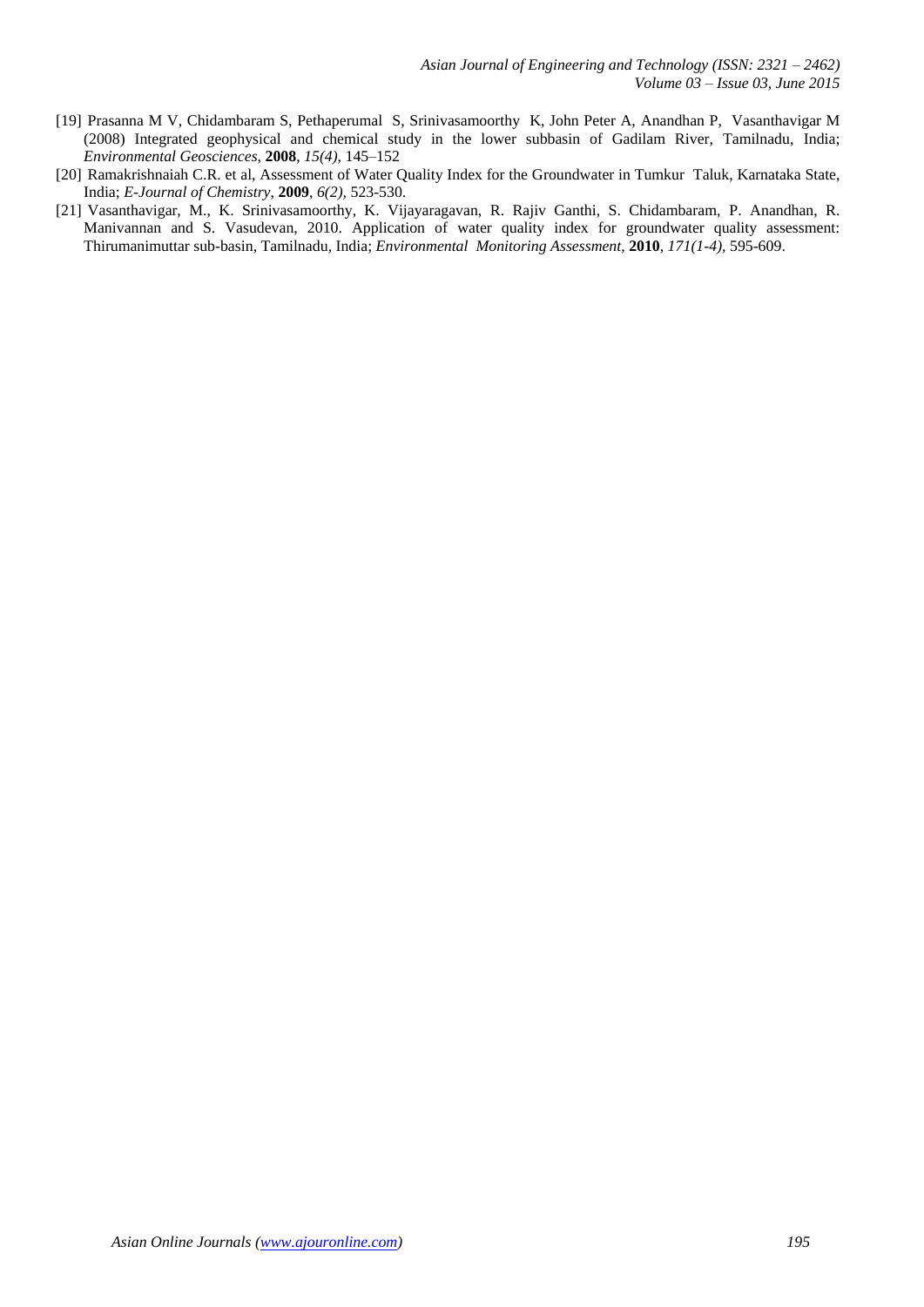[19] Prasanna M V, Chidambaram S, Pethaperumal S, Srinivasamoorthy K, John Peter A, Anandhan P, Vasanthavigar M (2008) Integrated geophysical and chemical study in the lower subbasin of Gadilam River, Tamilnadu, India; *Environmental Geosciences*, **2008**, *15(4)*, 145–152

[20] Ramakrishnaiah C.R. et al, Assessment of Water Quality Index for the Groundwater in Tumkur Taluk, Karnataka State, India; *E-Journal of Chemistry*, **2009**, *6(2)*, 523-530.

[21] Vasanthavigar, M., K. Srinivasamoorthy, K. Vijayaragavan, R. Rajiv Ganthi, S. Chidambaram, P. Anandhan, R. Manivannan and S. Vasudevan, 2010. Application of water quality index for groundwater quality assessment: Thirumanimuttar sub-basin, Tamilnadu, India; *Environmental Monitoring Assessment,* **2010**, *171(1-4)*, 595-609.